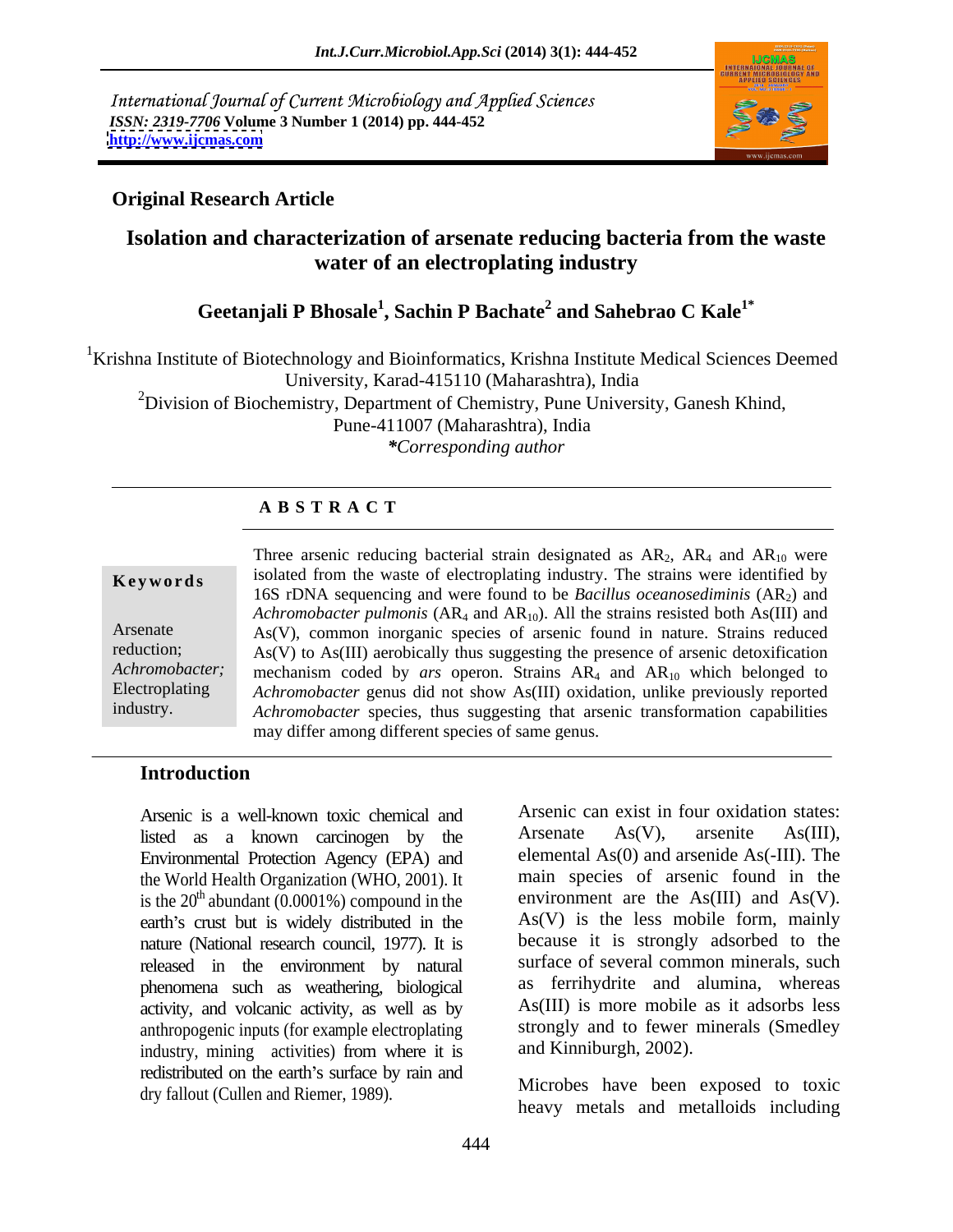International Journal of Current Microbiology and Applied Sciences
*ISSN: 2319-7706* **Volume 3 Number 1 (2014) pp. 444-452**
**http://www.ijcmas.com**

**Original Research Article**

# Isolation and characterization of arsenate reducing bacteria from the waste water of an electroplating industry

**Geetanjali P Bhosale[1], Sachin P Bachate[2] and Sahebrao C Kale[1*]**

[1]Krishna Institute of Biotechnology and Bioinformatics, Krishna Institute Medical Sciences Deemed University, Karad-415110 (Maharashtra), India

[2]Division of Biochemistry, Department of Chemistry, Pune University, Ganesh Khind, Pune-411007 (Maharashtra), India

*\*Corresponding author*

## A B S T R A C T

**Keywords**

Arsenate reduction; *Achromobacter;* Electroplating industry.

Three arsenic reducing bacterial strain designated as $AR_2$, $AR_4$ and $AR_{10}$ were isolated from the waste of electroplating industry. The strains were identified by 16S rDNA sequencing and were found to be *Bacillus oceanosediminis* ($AR_2$) and *Achromobacter pulmonis* ($AR_4$ and $AR_{10}$). All the strains resisted both As(III) and As(V), common inorganic species of arsenic found in nature. Strains reduced As(V) to As(III) aerobically thus suggesting the presence of arsenic detoxification mechanism coded by *ars* operon. Strains $AR_4$ and $AR_{10}$ which belonged to *Achromobacter* genus did not show As(III) oxidation, unlike previously reported *Achromobacter* species, thus suggesting that arsenic transformation capabilities may differ among different species of same genus.

## Introduction

Arsenic is a well-known toxic chemical and listed as a known carcinogen by the Environmental Protection Agency (EPA) and the World Health Organization (WHO, 2001). It is the $20^{th}$ abundant (0.0001%) compound in the earth's crust but is widely distributed in the nature (National research council, 1977). It is released in the environment by natural phenomena such as weathering, biological activity, and volcanic activity, as well as by anthropogenic inputs (for example electroplating industry, mining activities) from where it is redistributed on the earth's surface by rain and dry fallout (Cullen and Riemer, 1989).

Arsenic can exist in four oxidation states: Arsenate As(V), arsenite As(III), elemental As(0) and arsenide As(-III). The main species of arsenic found in the environment are the As(III) and As(V). As(V) is the less mobile form, mainly because it is strongly adsorbed to the surface of several common minerals, such as ferrihydrite and alumina, whereas As(III) is more mobile as it adsorbs less strongly and to fewer minerals (Smedley and Kinniburgh, 2002).

Microbes have been exposed to toxic heavy metals and metalloids including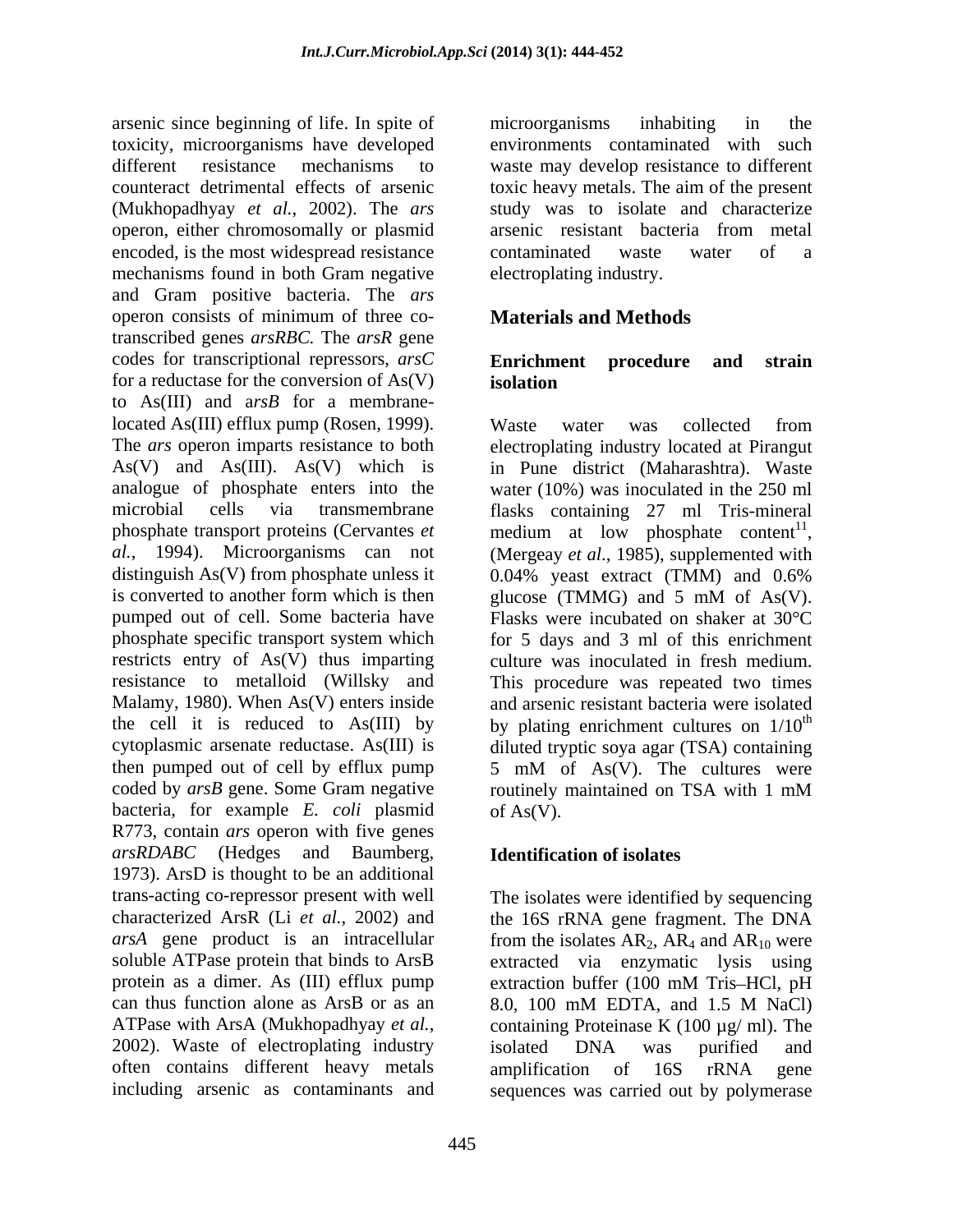arsenic since beginning of life. In spite of toxicity, microorganisms have developed different resistance mechanisms to counteract detrimental effects of arsenic (Mukhopadhyay *et al.*, 2002). The *ars* operon, either chromosomally or plasmid encoded, is the most widespread resistance mechanisms found in both Gram negative and Gram positive bacteria. The *ars* operon consists of minimum of three co-transcribed genes *arsRBC.* The *arsR* gene codes for transcriptional repressors, *arsC* for a reductase for the conversion of As(V) to As(III) and a*rsB* for a membrane-located As(III) efflux pump (Rosen, 1999). The *ars* operon imparts resistance to both As(V) and As(III). As(V) which is analogue of phosphate enters into the microbial cells via transmembrane phosphate transport proteins (Cervantes *et al.*, 1994). Microorganisms can not distinguish As(V) from phosphate unless it is converted to another form which is then pumped out of cell. Some bacteria have phosphate specific transport system which restricts entry of As(V) thus imparting resistance to metalloid (Willsky and Malamy, 1980). When As(V) enters inside the cell it is reduced to As(III) by cytoplasmic arsenate reductase. As(III) is then pumped out of cell by efflux pump coded by *arsB* gene. Some Gram negative bacteria, for example *E. coli* plasmid R773, contain *ars* operon with five genes *arsRDABC* (Hedges and Baumberg, 1973). ArsD is thought to be an additional trans-acting co-repressor present with well characterized ArsR (Li *et al.*, 2002) and *arsA* gene product is an intracellular soluble ATPase protein that binds to ArsB protein as a dimer. As (III) efflux pump can thus function alone as ArsB or as an ATPase with ArsA (Mukhopadhyay *et al.*, 2002). Waste of electroplating industry often contains different heavy metals including arsenic as contaminants and microorganisms inhabiting in the environments contaminated with such waste may develop resistance to different toxic heavy metals. The aim of the present study was to isolate and characterize arsenic resistant bacteria from metal contaminated waste water of a electroplating industry.

## Materials and Methods

### Enrichment procedure and strain isolation

Waste water was collected from electroplating industry located at Pirangut in Pune district (Maharashtra). Waste water (10%) was inoculated in the 250 ml flasks containing 27 ml Tris-mineral medium at low phosphate content[11], (Mergeay *et al*., 1985), supplemented with 0.04% yeast extract (TMM) and 0.6% glucose (TMMG) and 5 mM of As(V). Flasks were incubated on shaker at 30°C for 5 days and 3 ml of this enrichment culture was inoculated in fresh medium. This procedure was repeated two times and arsenic resistant bacteria were isolated by plating enrichment cultures on $1/10^{th}$ diluted tryptic soya agar (TSA) containing 5 mM of As(V). The cultures were routinely maintained on TSA with 1 mM of As(V).

### Identification of isolates

The isolates were identified by sequencing the 16S rRNA gene fragment. The DNA from the isolates $AR_2$, $AR_4$ and $AR_{10}$ were extracted via enzymatic lysis using extraction buffer (100 mM Tris–HCl, pH 8.0, 100 mM EDTA, and 1.5 M NaCl) containing Proteinase K (100 µg/ ml). The isolated DNA was purified and amplification of 16S rRNA gene sequences was carried out by polymerase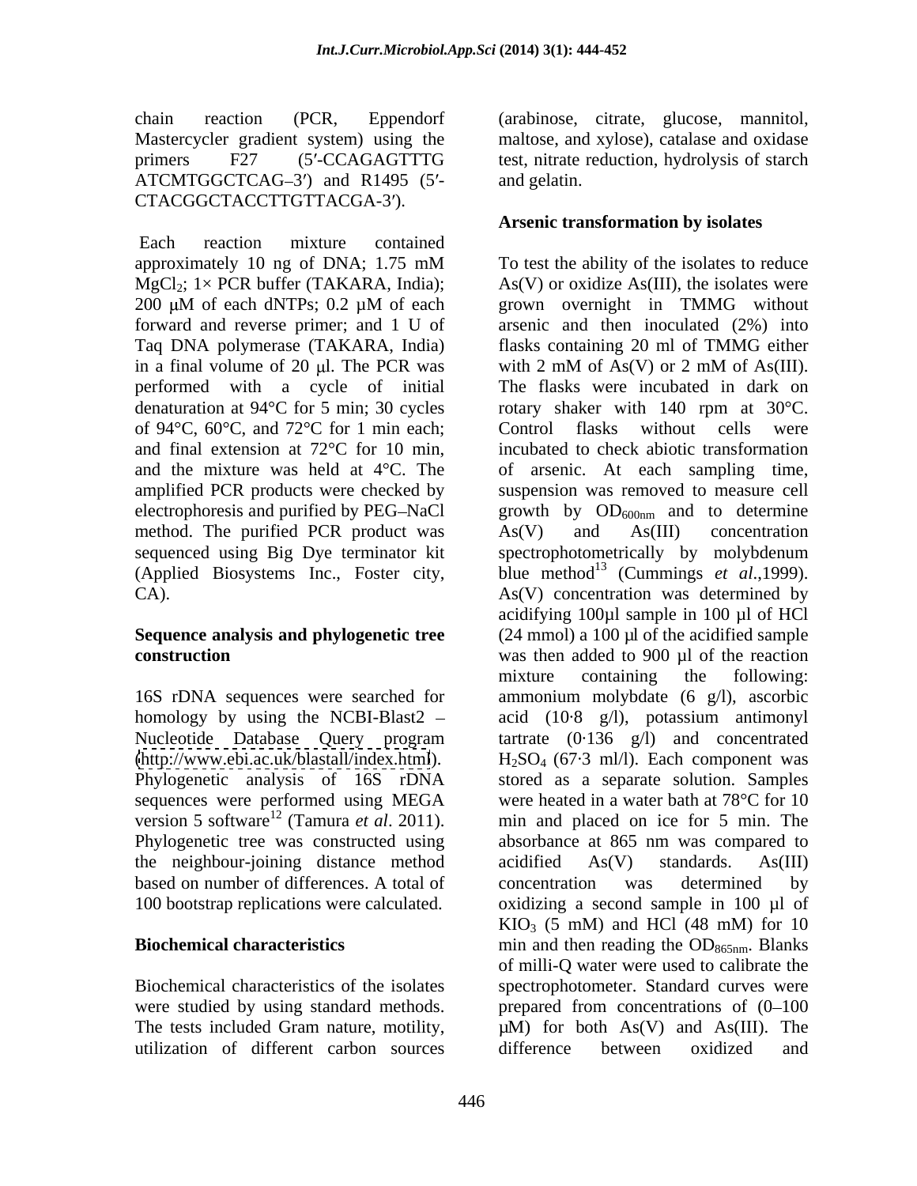chain reaction (PCR, Eppendorf Mastercycler gradient system) using the primers F27 (5′-CCAGAGTTTG ATCMTGGCTCAG–3′) and R1495 (5′-CTACGGCTACCTTGTTACGA-3′).

Each reaction mixture contained approximately 10 ng of DNA; 1.75 mM $MgCl_2$; 1× PCR buffer (TAKARA, India); 200 μM of each dNTPs; 0.2 μM of each forward and reverse primer; and 1 U of Taq DNA polymerase (TAKARA, India) in a final volume of 20 μl. The PCR was performed with a cycle of initial denaturation at 94°C for 5 min; 30 cycles of 94°C, 60°C, and 72°C for 1 min each; and final extension at 72°C for 10 min, and the mixture was held at 4°C. The amplified PCR products were checked by electrophoresis and purified by PEG–NaCl method. The purified PCR product was sequenced using Big Dye terminator kit (Applied Biosystems Inc., Foster city, CA).

**Sequence analysis and phylogenetic tree construction**

16S rDNA sequences were searched for homology by using the NCBI-Blast2 – Nucleotide Database Query program (http://www.ebi.ac.uk/blastall/index.html). Phylogenetic analysis of 16S rDNA sequences were performed using MEGA version 5 software[12] (Tamura *et al*. 2011). Phylogenetic tree was constructed using the neighbour-joining distance method based on number of differences. A total of 100 bootstrap replications were calculated.

**Biochemical characteristics**

Biochemical characteristics of the isolates were studied by using standard methods. The tests included Gram nature, motility, utilization of different carbon sources (arabinose, citrate, glucose, mannitol, maltose, and xylose), catalase and oxidase test, nitrate reduction, hydrolysis of starch and gelatin.

**Arsenic transformation by isolates**

To test the ability of the isolates to reduce As(V) or oxidize As(III), the isolates were grown overnight in TMMG without arsenic and then inoculated (2%) into flasks containing 20 ml of TMMG either with 2 mM of As(V) or 2 mM of As(III). The flasks were incubated in dark on rotary shaker with 140 rpm at 30°C. Control flasks without cells were incubated to check abiotic transformation of arsenic. At each sampling time, suspension was removed to measure cell growth by $OD_{600nm}$ and to determine As(V) and As(III) concentration spectrophotometrically by molybdenum blue method[13] (Cummings *et al*.,1999). As(V) concentration was determined by acidifying 100µl sample in 100 µl of HCl (24 mmol) a 100 µl of the acidified sample was then added to 900 µl of the reaction mixture containing the following: ammonium molybdate (6 g/l), ascorbic acid (10·8 g/l), potassium antimonyl tartrate (0·136 g/l) and concentrated $H_2SO_4$ (67·3 ml/l). Each component was stored as a separate solution. Samples were heated in a water bath at 78°C for 10 min and placed on ice for 5 min. The absorbance at 865 nm was compared to acidified As(V) standards. As(III) concentration was determined by oxidizing a second sample in 100 µl of $KIO_3$ (5 mM) and HCl (48 mM) for 10 min and then reading the $OD_{865nm}$. Blanks of milli-Q water were used to calibrate the spectrophotometer. Standard curves were prepared from concentrations of (0–100 µM) for both As(V) and As(III). The difference between oxidized and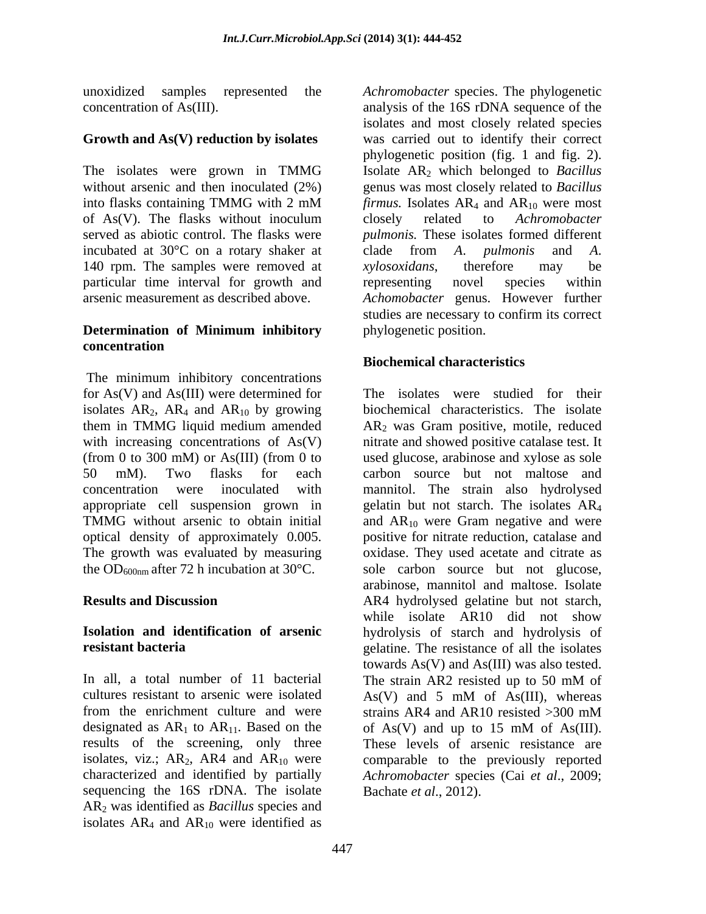unoxidized samples represented the concentration of As(III).

**Growth and As(V) reduction by isolates**

The isolates were grown in TMMG without arsenic and then inoculated (2%) into flasks containing TMMG with 2 mM of As(V). The flasks without inoculum served as abiotic control. The flasks were incubated at 30°C on a rotary shaker at 140 rpm. The samples were removed at particular time interval for growth and arsenic measurement as described above.

**Determination of Minimum inhibitory concentration**

The minimum inhibitory concentrations for As(V) and As(III) were determined for isolates $AR_2$, $AR_4$ and $AR_{10}$ by growing them in TMMG liquid medium amended with increasing concentrations of As(V) (from 0 to 300 mM) or As(III) (from 0 to 50 mM). Two flasks for each concentration were inoculated with appropriate cell suspension grown in TMMG without arsenic to obtain initial optical density of approximately 0.005. The growth was evaluated by measuring the $OD_{600nm}$ after 72 h incubation at 30°C.

## Results and Discussion

**Isolation and identification of arsenic resistant bacteria**

In all, a total number of 11 bacterial cultures resistant to arsenic were isolated from the enrichment culture and were designated as $AR_1$ to $AR_{11}$. Based on the results of the screening, only three isolates, viz.; $AR_2$, AR4 and $AR_{10}$ were characterized and identified by partially sequencing the 16S rDNA. The isolate $AR_2$ was identified as *Bacillus* species and isolates $AR_4$ and $AR_{10}$ were identified as *Achromobacter* species. The phylogenetic analysis of the 16S rDNA sequence of the isolates and most closely related species was carried out to identify their correct phylogenetic position (fig. 1 and fig. 2). Isolate $AR_2$ which belonged to *Bacillus* genus was most closely related to *Bacillus firmus.* Isolates $AR_4$ and $AR_{10}$ were most closely related to *Achromobacter pulmonis.* These isolates formed different clade from *A. pulmonis* and *A. xylosoxidans*, therefore may be representing novel species within *Achomobacter* genus. However further studies are necessary to confirm its correct phylogenetic position.

**Biochemical characteristics**

The isolates were studied for their biochemical characteristics. The isolate $AR_2$ was Gram positive, motile, reduced nitrate and showed positive catalase test. It used glucose, arabinose and xylose as sole carbon source but not maltose and mannitol. The strain also hydrolysed gelatin but not starch. The isolates $AR_4$ and $AR_{10}$ were Gram negative and were positive for nitrate reduction, catalase and oxidase. They used acetate and citrate as sole carbon source but not glucose, arabinose, mannitol and maltose. Isolate AR4 hydrolysed gelatine but not starch, while isolate AR10 did not show hydrolysis of starch and hydrolysis of gelatine. The resistance of all the isolates towards As(V) and As(III) was also tested. The strain AR2 resisted up to 50 mM of As(V) and 5 mM of As(III), whereas strains AR4 and AR10 resisted >300 mM of As(V) and up to 15 mM of As(III). These levels of arsenic resistance are comparable to the previously reported *Achromobacter* species (Cai *et al*., 2009; Bachate *et al*., 2012).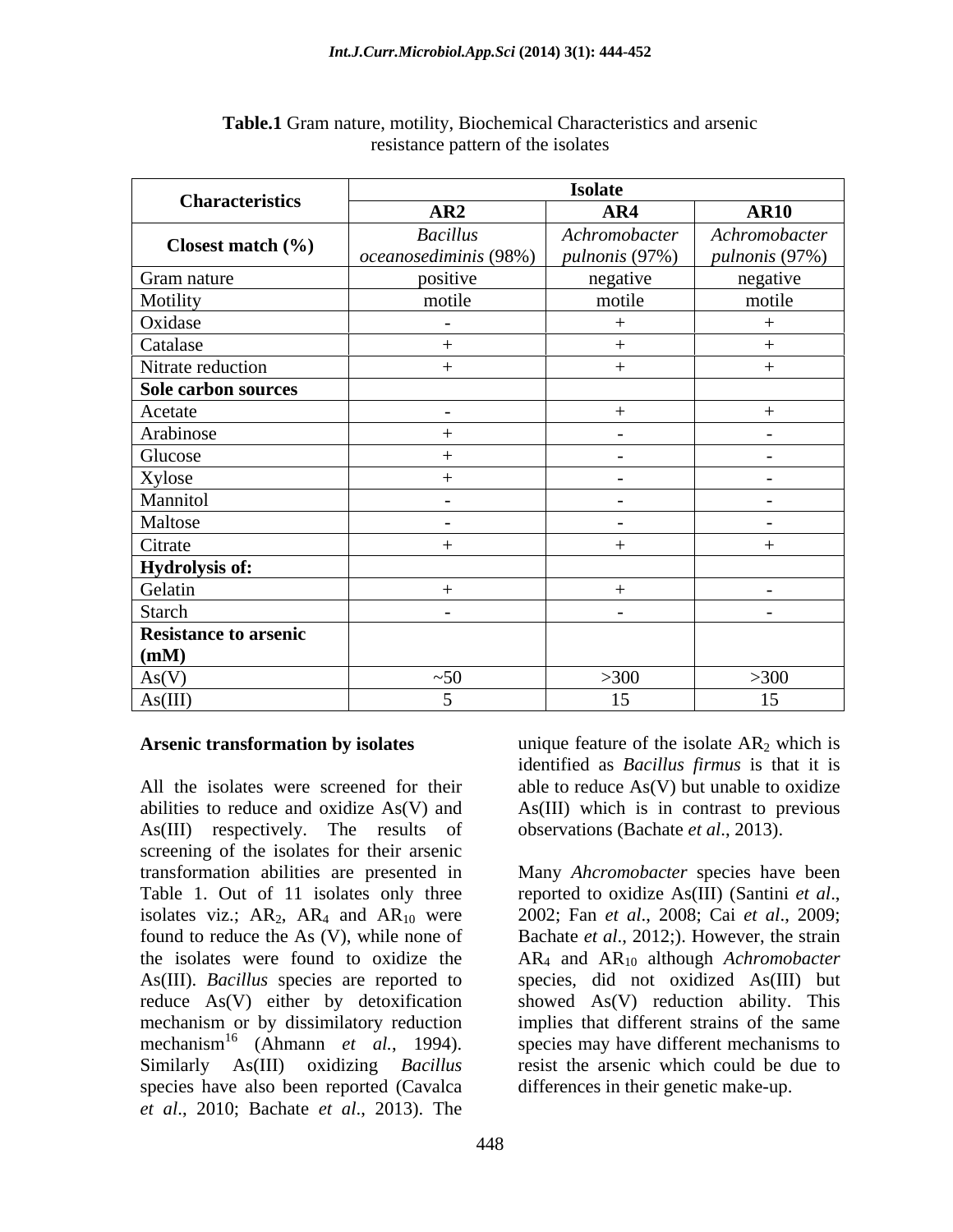**Table.1** Gram nature, motility, Biochemical Characteristics and arsenic resistance pattern of the isolates

| Characteristics | Isolate | | |
|---|---|---|---|
| | **AR2** | **AR4** | **AR10** |
| **Closest match (%)** | *Bacillus oceanosediminis* (98%) | *Achromobacter pulnonis* (97%) | *Achromobacter pulnonis* (97%) |
| Gram nature | positive | negative | negative |
| Motility | motile | motile | motile |
| Oxidase | - | + | + |
| Catalase | + | + | + |
| Nitrate reduction | + | + | + |
| **Sole carbon sources** | | | |
| Acetate | - | + | + |
| Arabinose | + | - | - |
| Glucose | + | - | - |
| Xylose | + | - | - |
| Mannitol | - | - | - |
| Maltose | - | - | - |
| Citrate | + | + | + |
| **Hydrolysis of:** | | | |
| Gelatin | + | + | - |
| Starch | - | - | - |
| **Resistance to arsenic (mM)** | | | |
| As(V) | ~50 | >300 | >300 |
| As(III) | 5 | 15 | 15 |

**Arsenic transformation by isolates**

All the isolates were screened for their abilities to reduce and oxidize As(V) and As(III) respectively. The results of screening of the isolates for their arsenic transformation abilities are presented in Table 1. Out of 11 isolates only three isolates viz.; $AR_2$, $AR_4$ and $AR_{10}$ were found to reduce the As (V), while none of the isolates were found to oxidize the As(III). *Bacillus* species are reported to reduce As(V) either by detoxification mechanism or by dissimilatory reduction mechanism[16] (Ahmann *et al.*, 1994). Similarly As(III) oxidizing *Bacillus* species have also been reported (Cavalca *et al*., 2010; Bachate *et al*., 2013). The unique feature of the isolate $AR_2$ which is identified as *Bacillus firmus* is that it is able to reduce As(V) but unable to oxidize As(III) which is in contrast to previous observations (Bachate *et al*., 2013).

Many *Ahcromobacter* species have been reported to oxidize As(III) (Santini *et al*., 2002; Fan *et al*., 2008; Cai *et al*., 2009; Bachate *et al*., 2012;). However, the strain $AR_4$ and $AR_{10}$ although *Achromobacter* species, did not oxidized As(III) but showed As(V) reduction ability. This implies that different strains of the same species may have different mechanisms to resist the arsenic which could be due to differences in their genetic make-up.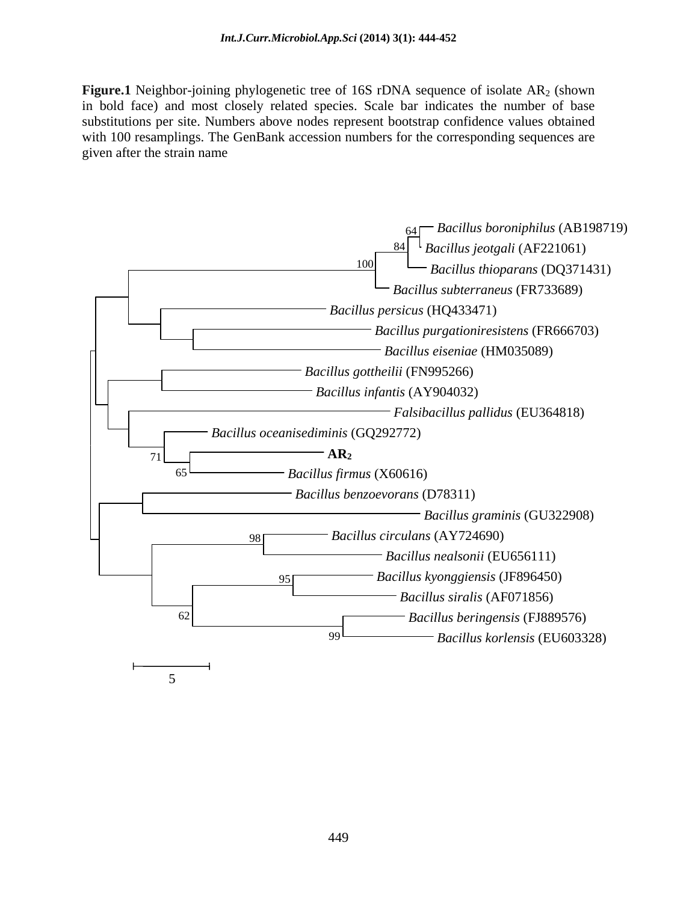**Figure.1** Neighbor-joining phylogenetic tree of 16S rDNA sequence of isolate $AR_2$ (shown in bold face) and most closely related species. Scale bar indicates the number of base substitutions per site. Numbers above nodes represent bootstrap confidence values obtained with 100 resamplings. The GenBank accession numbers for the corresponding sequences are given after the strain name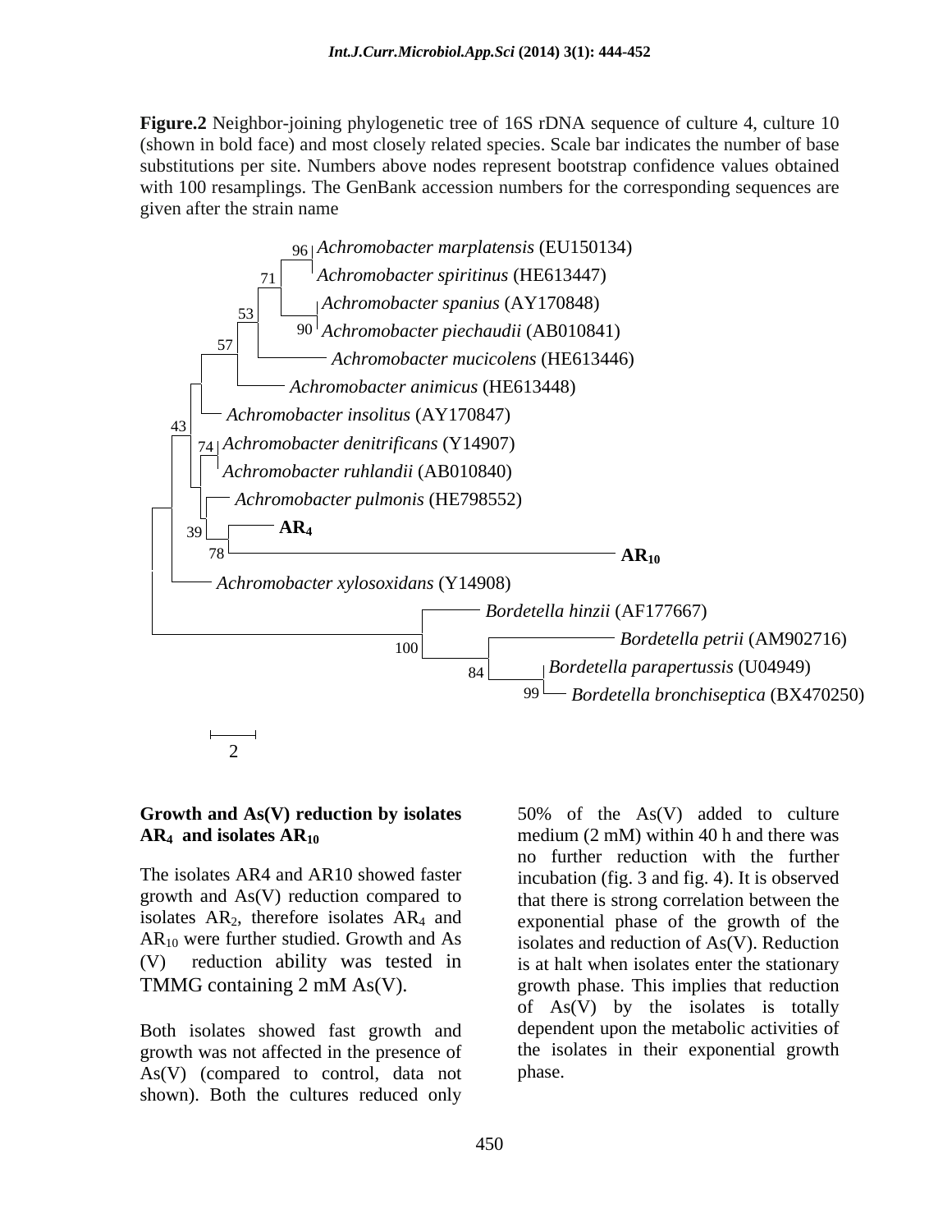**Figure.2** Neighbor-joining phylogenetic tree of 16S rDNA sequence of culture 4, culture 10 (shown in bold face) and most closely related species. Scale bar indicates the number of base substitutions per site. Numbers above nodes represent bootstrap confidence values obtained with 100 resamplings. The GenBank accession numbers for the corresponding sequences are given after the strain name

**Growth and As(V) reduction by isolates $AR_4$ and isolates $AR_{10}$**

The isolates AR4 and AR10 showed faster growth and As(V) reduction compared to isolates $AR_2$, therefore isolates $AR_4$ and $AR_{10}$ were further studied. Growth and As (V) reduction ability was tested in TMMG containing 2 mM As(V).

Both isolates showed fast growth and growth was not affected in the presence of As(V) (compared to control, data not shown). Both the cultures reduced only 50% of the As(V) added to culture medium (2 mM) within 40 h and there was no further reduction with the further incubation (fig. 3 and fig. 4). It is observed that there is strong correlation between the exponential phase of the growth of the isolates and reduction of As(V). Reduction is at halt when isolates enter the stationary growth phase. This implies that reduction of As(V) by the isolates is totally dependent upon the metabolic activities of the isolates in their exponential growth phase.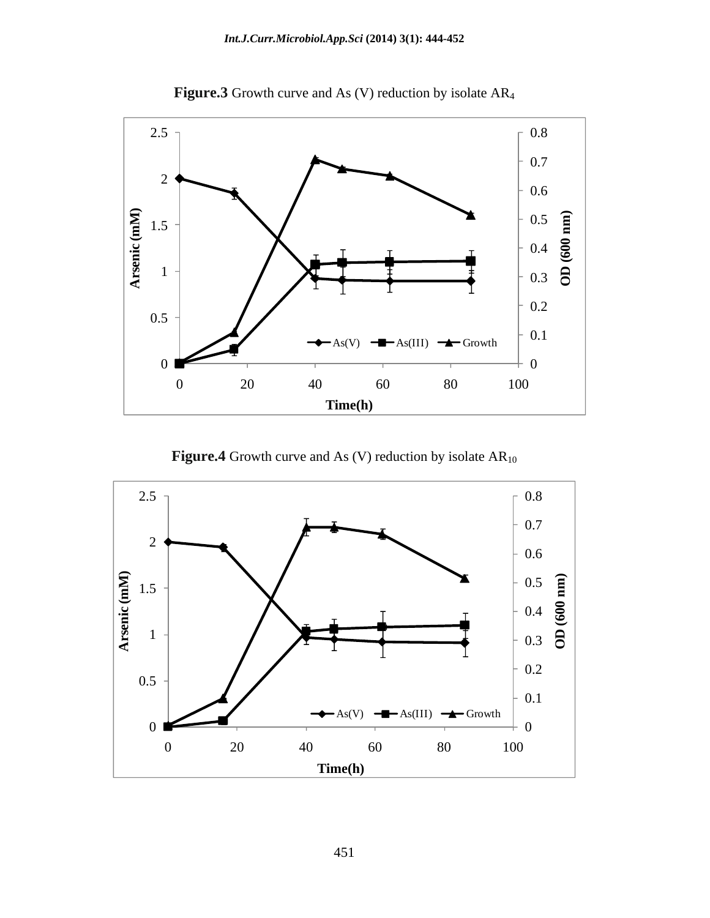**Figure.3** Growth curve and As (V) reduction by isolate $AR_4$

**Figure.4** Growth curve and As (V) reduction by isolate $AR_{10}$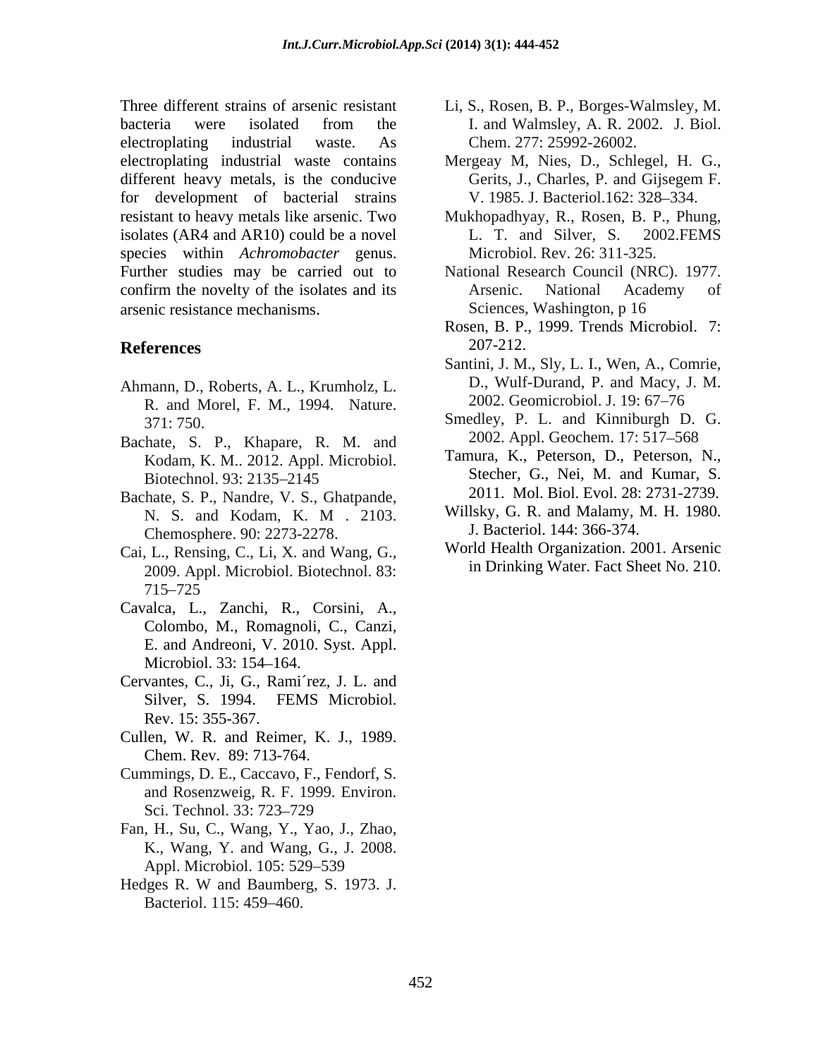Three different strains of arsenic resistant bacteria were isolated from the electroplating industrial waste. As electroplating industrial waste contains different heavy metals, is the conducive for development of bacterial strains resistant to heavy metals like arsenic. Two isolates (AR4 and AR10) could be a novel species within *Achromobacter* genus. Further studies may be carried out to confirm the novelty of the isolates and its arsenic resistance mechanisms.

## References

Ahmann, D., Roberts, A. L., Krumholz, L. R. and Morel, F. M., 1994. Nature. 371: 750.

Bachate, S. P., Khapare, R. M. and Kodam, K. M.. 2012. Appl. Microbiol. Biotechnol. 93: 2135–2145

Bachate, S. P., Nandre, V. S., Ghatpande, N. S. and Kodam, K. M . 2103. Chemosphere. 90: 2273-2278.

Cai, L., Rensing, C., Li, X. and Wang, G., 2009. Appl. Microbiol. Biotechnol. 83: 715–725

Cavalca, L., Zanchi, R., Corsini, A., Colombo, M., Romagnoli, C., Canzi, E. and Andreoni, V. 2010. Syst. Appl. Microbiol. 33: 154–164.

Cervantes, C., Ji, G., Rami´rez, J. L. and Silver, S. 1994. FEMS Microbiol. Rev. 15: 355-367.

Cullen, W. R. and Reimer, K. J., 1989. Chem. Rev. 89: 713-764.

Cummings, D. E., Caccavo, F., Fendorf, S. and Rosenzweig, R. F. 1999. Environ. Sci. Technol. 33: 723–729

Fan, H., Su, C., Wang, Y., Yao, J., Zhao, K., Wang, Y. and Wang, G., J. 2008. Appl. Microbiol. 105: 529–539

Hedges R. W and Baumberg, S. 1973. J. Bacteriol. 115: 459–460.

Li, S., Rosen, B. P., Borges-Walmsley, M. I. and Walmsley, A. R. 2002. J. Biol. Chem. 277: 25992-26002.

Mergeay M, Nies, D., Schlegel, H. G., Gerits, J., Charles, P. and Gijsegem F. V. 1985. J. Bacteriol.162: 328–334.

Mukhopadhyay, R., Rosen, B. P., Phung, L. T. and Silver, S. 2002.FEMS Microbiol. Rev. 26: 311-325.

National Research Council (NRC). 1977. Arsenic. National Academy of Sciences, Washington, p 16

Rosen, B. P., 1999. Trends Microbiol. 7: 207-212.

Santini, J. M., Sly, L. I., Wen, A., Comrie, D., Wulf-Durand, P. and Macy, J. M. 2002. Geomicrobiol. J. 19: 67–76

Smedley, P. L. and Kinniburgh D. G. 2002. Appl. Geochem. 17: 517–568

Tamura, K., Peterson, D., Peterson, N., Stecher, G., Nei, M. and Kumar, S. 2011. Mol. Biol. Evol. 28: 2731-2739.

Willsky, G. R. and Malamy, M. H. 1980. J. Bacteriol. 144: 366-374.

World Health Organization. 2001. Arsenic in Drinking Water. Fact Sheet No. 210.